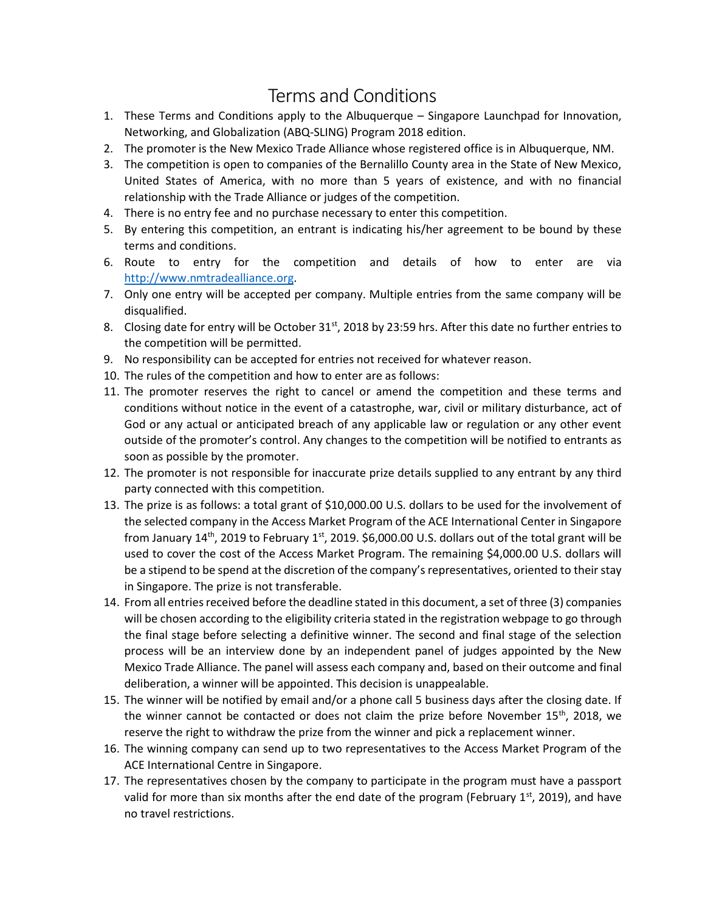# Terms and Conditions

1. These Terms and Conditions apply to the Albuquerque – Singapore Launchpad for Innovation, Networking, and Globalization (ABQ-SLING) Program 2018 edition.
2. The promoter is the New Mexico Trade Alliance whose registered office is in Albuquerque, NM.
3. The competition is open to companies of the Bernalillo County area in the State of New Mexico, United States of America, with no more than 5 years of existence, and with no financial relationship with the Trade Alliance or judges of the competition.
4. There is no entry fee and no purchase necessary to enter this competition.
5. By entering this competition, an entrant is indicating his/her agreement to be bound by these terms and conditions.
6. Route to entry for the competition and details of how to enter are via [http://www.nmtradealliance.org](http://www.nmtradealliance.org).
7. Only one entry will be accepted per company. Multiple entries from the same company will be disqualified.
8. Closing date for entry will be October 31st, 2018 by 23:59 hrs. After this date no further entries to the competition will be permitted.
9. No responsibility can be accepted for entries not received for whatever reason.
10. The rules of the competition and how to enter are as follows:
11. The promoter reserves the right to cancel or amend the competition and these terms and conditions without notice in the event of a catastrophe, war, civil or military disturbance, act of God or any actual or anticipated breach of any applicable law or regulation or any other event outside of the promoter's control. Any changes to the competition will be notified to entrants as soon as possible by the promoter.
12. The promoter is not responsible for inaccurate prize details supplied to any entrant by any third party connected with this competition.
13. The prize is as follows: a total grant of $10,000.00 U.S. dollars to be used for the involvement of the selected company in the Access Market Program of the ACE International Center in Singapore from January 14th, 2019 to February 1st, 2019. $6,000.00 U.S. dollars out of the total grant will be used to cover the cost of the Access Market Program. The remaining $4,000.00 U.S. dollars will be a stipend to be spend at the discretion of the company's representatives, oriented to their stay in Singapore. The prize is not transferable.
14. From all entries received before the deadline stated in this document, a set of three (3) companies will be chosen according to the eligibility criteria stated in the registration webpage to go through the final stage before selecting a definitive winner. The second and final stage of the selection process will be an interview done by an independent panel of judges appointed by the New Mexico Trade Alliance. The panel will assess each company and, based on their outcome and final deliberation, a winner will be appointed. This decision is unappealable.
15. The winner will be notified by email and/or a phone call 5 business days after the closing date. If the winner cannot be contacted or does not claim the prize before November 15th, 2018, we reserve the right to withdraw the prize from the winner and pick a replacement winner.
16. The winning company can send up to two representatives to the Access Market Program of the ACE International Centre in Singapore.
17. The representatives chosen by the company to participate in the program must have a passport valid for more than six months after the end date of the program (February 1st, 2019), and have no travel restrictions.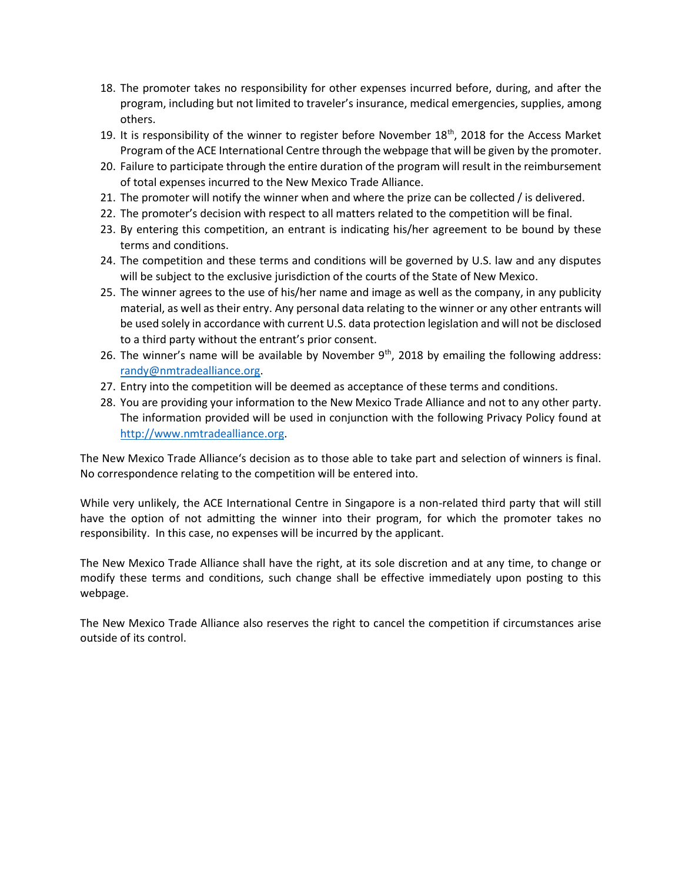18. The promoter takes no responsibility for other expenses incurred before, during, and after the program, including but not limited to traveler's insurance, medical emergencies, supplies, among others.
19. It is responsibility of the winner to register before November 18th, 2018 for the Access Market Program of the ACE International Centre through the webpage that will be given by the promoter.
20. Failure to participate through the entire duration of the program will result in the reimbursement of total expenses incurred to the New Mexico Trade Alliance.
21. The promoter will notify the winner when and where the prize can be collected / is delivered.
22. The promoter's decision with respect to all matters related to the competition will be final.
23. By entering this competition, an entrant is indicating his/her agreement to be bound by these terms and conditions.
24. The competition and these terms and conditions will be governed by U.S. law and any disputes will be subject to the exclusive jurisdiction of the courts of the State of New Mexico.
25. The winner agrees to the use of his/her name and image as well as the company, in any publicity material, as well as their entry. Any personal data relating to the winner or any other entrants will be used solely in accordance with current U.S. data protection legislation and will not be disclosed to a third party without the entrant's prior consent.
26. The winner's name will be available by November 9th, 2018 by emailing the following address: randy@nmtradealliance.org.
27. Entry into the competition will be deemed as acceptance of these terms and conditions.
28. You are providing your information to the New Mexico Trade Alliance and not to any other party. The information provided will be used in conjunction with the following Privacy Policy found at http://www.nmtradealliance.org.

The New Mexico Trade Alliance's decision as to those able to take part and selection of winners is final. No correspondence relating to the competition will be entered into.

While very unlikely, the ACE International Centre in Singapore is a non-related third party that will still have the option of not admitting the winner into their program, for which the promoter takes no responsibility. In this case, no expenses will be incurred by the applicant.

The New Mexico Trade Alliance shall have the right, at its sole discretion and at any time, to change or modify these terms and conditions, such change shall be effective immediately upon posting to this webpage.

The New Mexico Trade Alliance also reserves the right to cancel the competition if circumstances arise outside of its control.